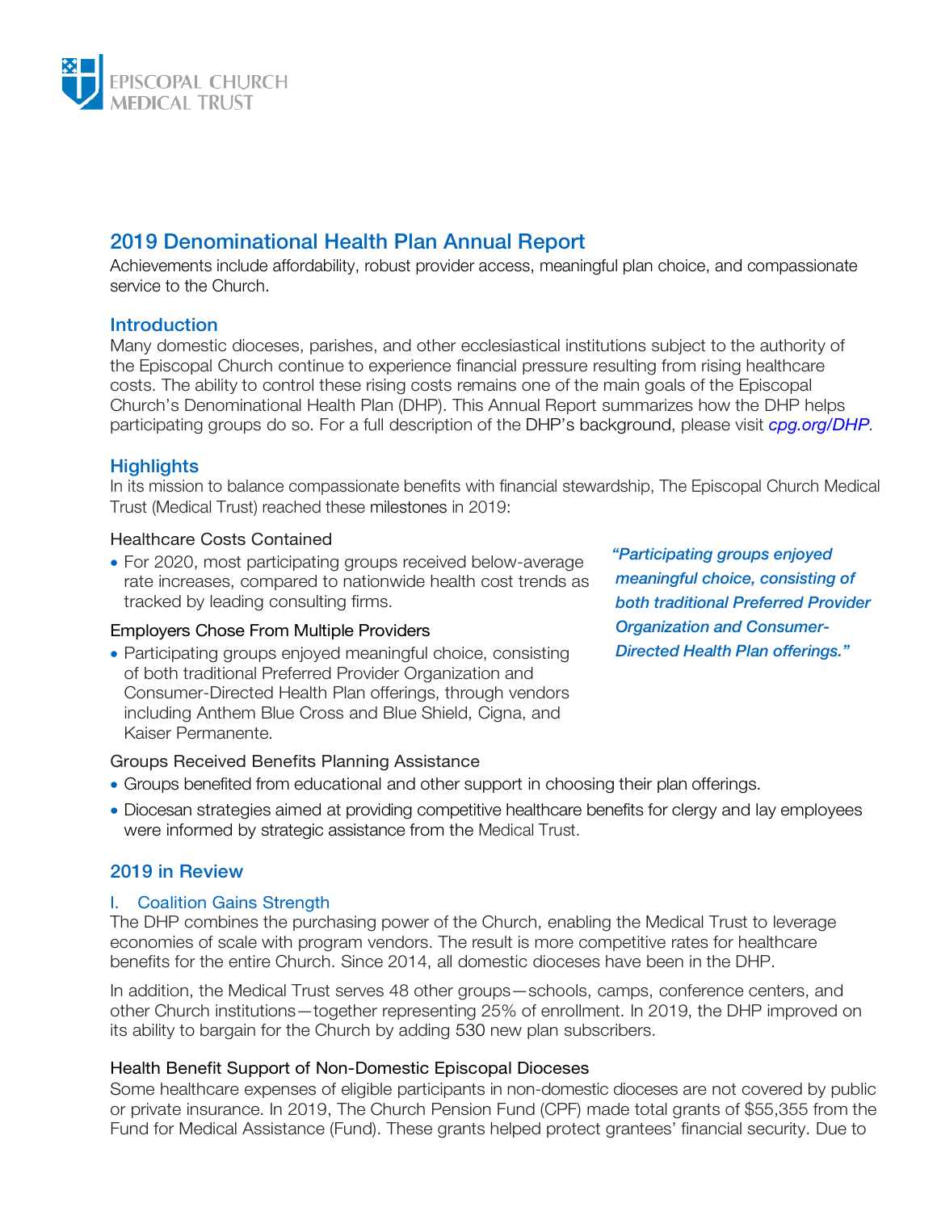EPISCOPAL CHURCH MEDICAL TRUST

# 2019 Denominational Health Plan Annual Report

Achievements include affordability, robust provider access, meaningful plan choice, and compassionate service to the Church.

## Introduction

Many domestic dioceses, parishes, and other ecclesiastical institutions subject to the authority of the Episcopal Church continue to experience financial pressure resulting from rising healthcare costs. The ability to control these rising costs remains one of the main goals of the Episcopal Church's Denominational Health Plan (DHP). This Annual Report summarizes how the DHP helps participating groups do so. For a full description of the DHP's background, please visit *cpg.org/DHP*.

## Highlights

In its mission to balance compassionate benefits with financial stewardship, The Episcopal Church Medical Trust (Medical Trust) reached these milestones in 2019:

### Healthcare Costs Contained

- For 2020, most participating groups received below-average rate increases, compared to nationwide health cost trends as tracked by leading consulting firms.

### Employers Chose From Multiple Providers

- Participating groups enjoyed meaningful choice, consisting of both traditional Preferred Provider Organization and Consumer-Directed Health Plan offerings, through vendors including Anthem Blue Cross and Blue Shield, Cigna, and Kaiser Permanente.

*"Participating groups enjoyed meaningful choice, consisting of both traditional Preferred Provider Organization and Consumer-Directed Health Plan offerings."*

### Groups Received Benefits Planning Assistance

- Groups benefited from educational and other support in choosing their plan offerings.
- Diocesan strategies aimed at providing competitive healthcare benefits for clergy and lay employees were informed by strategic assistance from the Medical Trust.

## 2019 in Review

### I. Coalition Gains Strength

The DHP combines the purchasing power of the Church, enabling the Medical Trust to leverage economies of scale with program vendors. The result is more competitive rates for healthcare benefits for the entire Church. Since 2014, all domestic dioceses have been in the DHP.

In addition, the Medical Trust serves 48 other groups—schools, camps, conference centers, and other Church institutions—together representing 25% of enrollment. In 2019, the DHP improved on its ability to bargain for the Church by adding 530 new plan subscribers.

#### Health Benefit Support of Non-Domestic Episcopal Dioceses

Some healthcare expenses of eligible participants in non-domestic dioceses are not covered by public or private insurance. In 2019, The Church Pension Fund (CPF) made total grants of $55,355 from the Fund for Medical Assistance (Fund). These grants helped protect grantees' financial security. Due to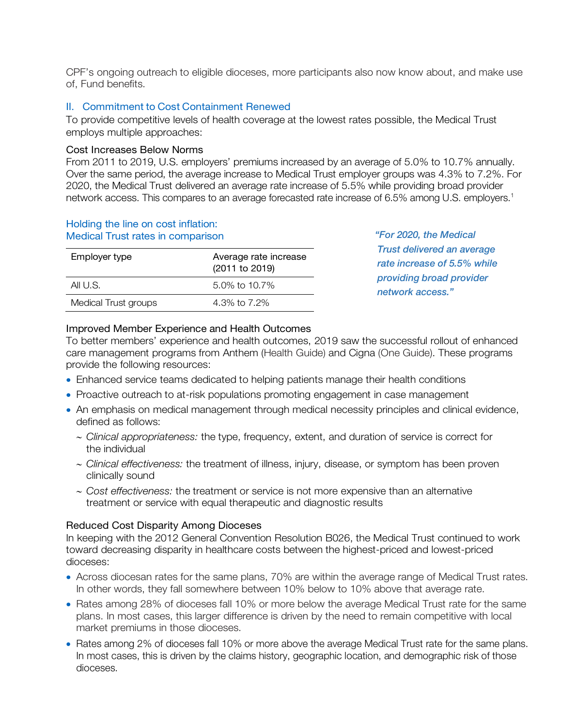CPF's ongoing outreach to eligible dioceses, more participants also now know about, and make use of, Fund benefits.

## II. Commitment to Cost Containment Renewed

To provide competitive levels of health coverage at the lowest rates possible, the Medical Trust employs multiple approaches:

### Cost Increases Below Norms

From 2011 to 2019, U.S. employers' premiums increased by an average of 5.0% to 10.7% annually. Over the same period, the average increase to Medical Trust employer groups was 4.3% to 7.2%. For 2020, the Medical Trust delivered an average rate increase of 5.5% while providing broad provider network access. This compares to an average forecasted rate increase of 6.5% among U.S. employers.[1]

**Holding the line on cost inflation: Medical Trust rates in comparison**

| Employer type | Average rate increase (2011 to 2019) |
|---|---|
| All U.S. | 5.0% to 10.7% |
| Medical Trust groups | 4.3% to 7.2% |

> ***"For 2020, the Medical Trust delivered an average rate increase of 5.5% while providing broad provider network access."***

### Improved Member Experience and Health Outcomes

To better members' experience and health outcomes, 2019 saw the successful rollout of enhanced care management programs from Anthem (Health Guide) and Cigna (One Guide). These programs provide the following resources:

- Enhanced service teams dedicated to helping patients manage their health conditions
- Proactive outreach to at-risk populations promoting engagement in case management
- An emphasis on medical management through medical necessity principles and clinical evidence, defined as follows:
  - ~ *Clinical appropriateness:* the type, frequency, extent, and duration of service is correct for the individual
  - ~ *Clinical effectiveness:* the treatment of illness, injury, disease, or symptom has been proven clinically sound
  - ~ *Cost effectiveness:* the treatment or service is not more expensive than an alternative treatment or service with equal therapeutic and diagnostic results

### Reduced Cost Disparity Among Dioceses

In keeping with the 2012 General Convention Resolution B026, the Medical Trust continued to work toward decreasing disparity in healthcare costs between the highest-priced and lowest-priced dioceses:

- Across diocesan rates for the same plans, 70% are within the average range of Medical Trust rates. In other words, they fall somewhere between 10% below to 10% above that average rate.
- Rates among 28% of dioceses fall 10% or more below the average Medical Trust rate for the same plans. In most cases, this larger difference is driven by the need to remain competitive with local market premiums in those dioceses.
- Rates among 2% of dioceses fall 10% or more above the average Medical Trust rate for the same plans. In most cases, this is driven by the claims history, geographic location, and demographic risk of those dioceses.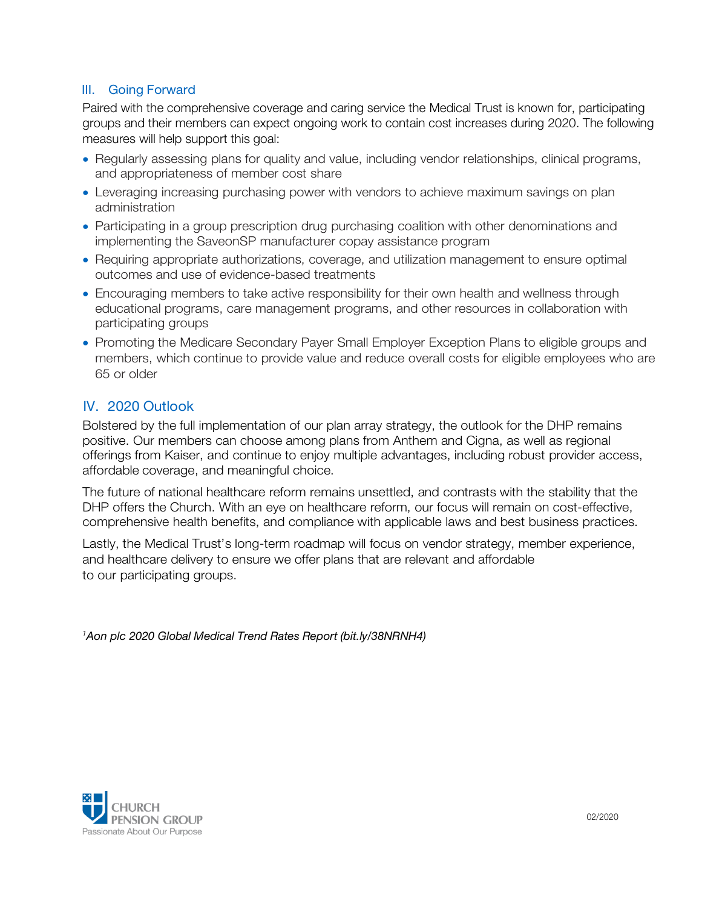## III. Going Forward

Paired with the comprehensive coverage and caring service the Medical Trust is known for, participating groups and their members can expect ongoing work to contain cost increases during 2020. The following measures will help support this goal:

- Regularly assessing plans for quality and value, including vendor relationships, clinical programs, and appropriateness of member cost share
- Leveraging increasing purchasing power with vendors to achieve maximum savings on plan administration
- Participating in a group prescription drug purchasing coalition with other denominations and implementing the SaveonSP manufacturer copay assistance program
- Requiring appropriate authorizations, coverage, and utilization management to ensure optimal outcomes and use of evidence-based treatments
- Encouraging members to take active responsibility for their own health and wellness through educational programs, care management programs, and other resources in collaboration with participating groups
- Promoting the Medicare Secondary Payer Small Employer Exception Plans to eligible groups and members, which continue to provide value and reduce overall costs for eligible employees who are 65 or older

## IV. 2020 Outlook

Bolstered by the full implementation of our plan array strategy, the outlook for the DHP remains positive. Our members can choose among plans from Anthem and Cigna, as well as regional offerings from Kaiser, and continue to enjoy multiple advantages, including robust provider access, affordable coverage, and meaningful choice.

The future of national healthcare reform remains unsettled, and contrasts with the stability that the DHP offers the Church. With an eye on healthcare reform, our focus will remain on cost-effective, comprehensive health benefits, and compliance with applicable laws and best business practices.

Lastly, the Medical Trust's long-term roadmap will focus on vendor strategy, member experience, and healthcare delivery to ensure we offer plans that are relevant and affordable to our participating groups.

[1]*Aon plc 2020 Global Medical Trend Rates Report (bit.ly/38NRNH4)*

CHURCH PENSION GROUP
Passionate About Our Purpose

02/2020